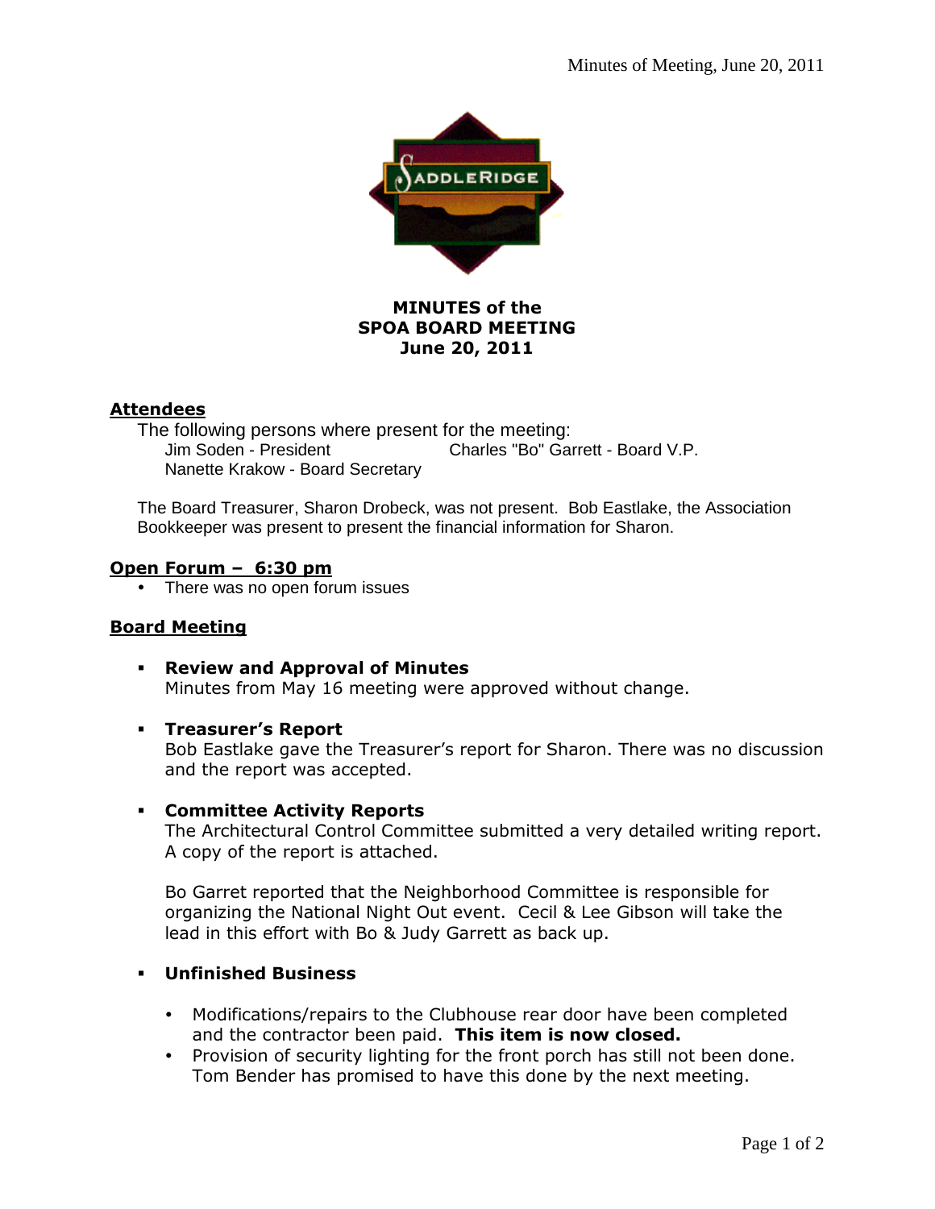SADDLERIDGE

**MINUTES of the**
**SPOA BOARD MEETING**
**June 20, 2011**

## Attendees

The following persons where present for the meeting:

Jim Soden - President
Charles "Bo" Garrett - Board V.P.
Nanette Krakow - Board Secretary

The Board Treasurer, Sharon Drobeck, was not present. Bob Eastlake, the Association Bookkeeper was present to present the financial information for Sharon.

## Open Forum – 6:30 pm

- There was no open forum issues

## Board Meeting

- **Review and Approval of Minutes**
  Minutes from May 16 meeting were approved without change.

- **Treasurer's Report**
  Bob Eastlake gave the Treasurer's report for Sharon. There was no discussion and the report was accepted.

- **Committee Activity Reports**
  The Architectural Control Committee submitted a very detailed writing report. A copy of the report is attached.

  Bo Garret reported that the Neighborhood Committee is responsible for organizing the National Night Out event. Cecil & Lee Gibson will take the lead in this effort with Bo & Judy Garrett as back up.

- **Unfinished Business**
  - Modifications/repairs to the Clubhouse rear door have been completed and the contractor been paid. **This item is now closed.**
  - Provision of security lighting for the front porch has still not been done. Tom Bender has promised to have this done by the next meeting.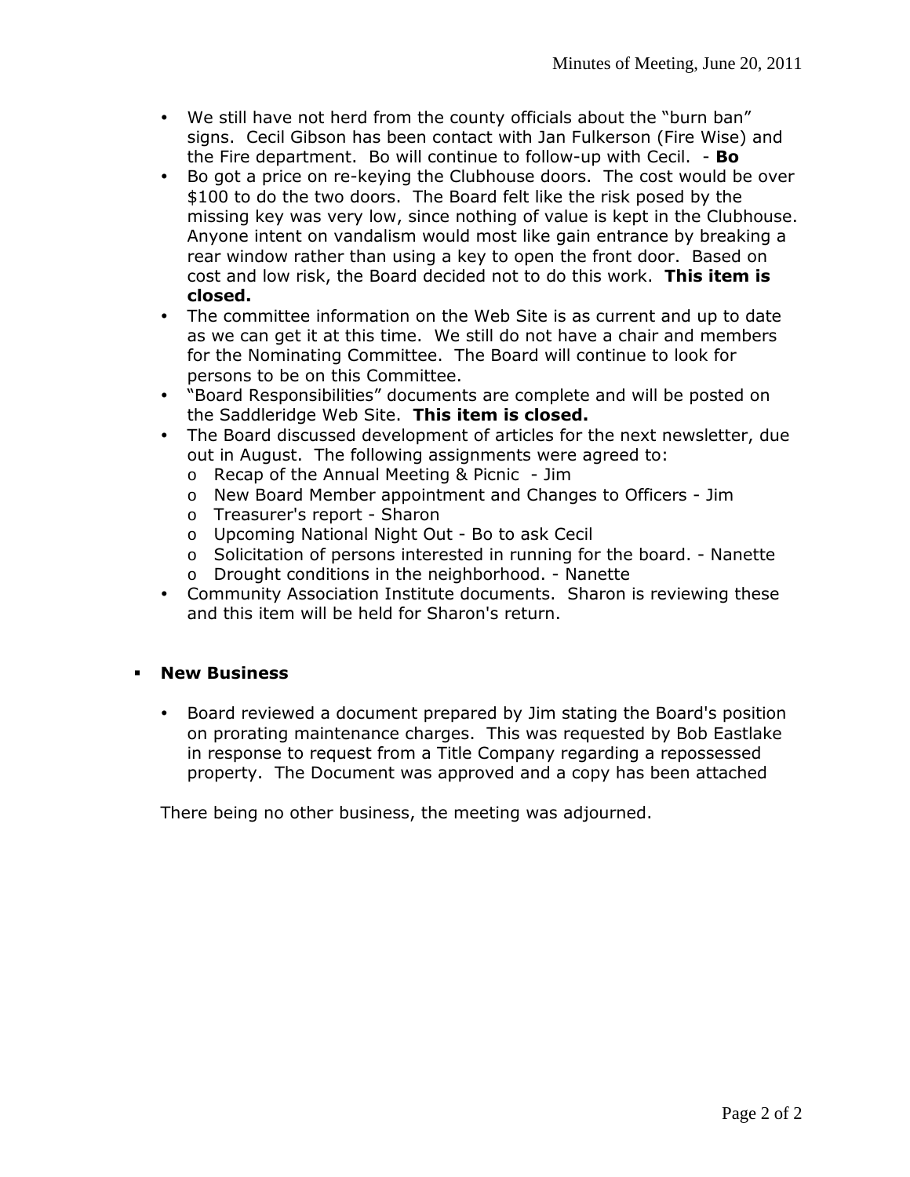- We still have not herd from the county officials about the "burn ban" signs. Cecil Gibson has been contact with Jan Fulkerson (Fire Wise) and the Fire department. Bo will continue to follow-up with Cecil. - **Bo**
- Bo got a price on re-keying the Clubhouse doors. The cost would be over $100 to do the two doors. The Board felt like the risk posed by the missing key was very low, since nothing of value is kept in the Clubhouse. Anyone intent on vandalism would most like gain entrance by breaking a rear window rather than using a key to open the front door. Based on cost and low risk, the Board decided not to do this work. **This item is closed.**
- The committee information on the Web Site is as current and up to date as we can get it at this time. We still do not have a chair and members for the Nominating Committee. The Board will continue to look for persons to be on this Committee.
- "Board Responsibilities" documents are complete and will be posted on the Saddleridge Web Site. **This item is closed.**
- The Board discussed development of articles for the next newsletter, due out in August. The following assignments were agreed to:
  - Recap of the Annual Meeting & Picnic - Jim
  - New Board Member appointment and Changes to Officers - Jim
  - Treasurer's report - Sharon
  - Upcoming National Night Out - Bo to ask Cecil
  - Solicitation of persons interested in running for the board. - Nanette
  - Drought conditions in the neighborhood. - Nanette
- Community Association Institute documents. Sharon is reviewing these and this item will be held for Sharon's return.

## New Business

- Board reviewed a document prepared by Jim stating the Board's position on prorating maintenance charges. This was requested by Bob Eastlake in response to request from a Title Company regarding a repossessed property. The Document was approved and a copy has been attached

There being no other business, the meeting was adjourned.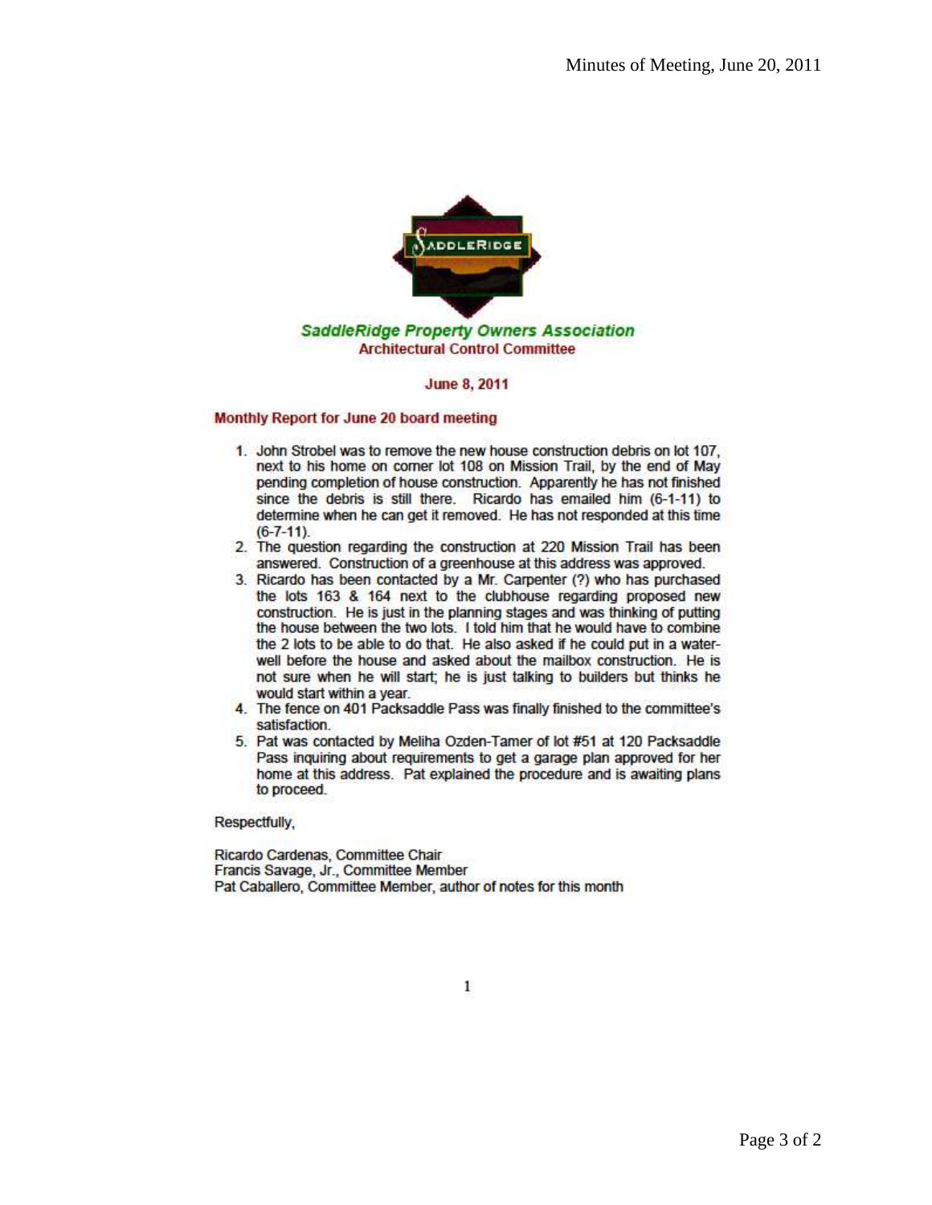SaddleRidge

*SaddleRidge Property Owners Association*
**Architectural Control Committee**

**June 8, 2011**

**Monthly Report for June 20 board meeting**

1. John Strobel was to remove the new house construction debris on lot 107, next to his home on corner lot 108 on Mission Trail, by the end of May pending completion of house construction. Apparently he has not finished since the debris is still there. Ricardo has emailed him (6-1-11) to determine when he can get it removed. He has not responded at this time (6-7-11).
2. The question regarding the construction at 220 Mission Trail has been answered. Construction of a greenhouse at this address was approved.
3. Ricardo has been contacted by a Mr. Carpenter (?) who has purchased the lots 163 & 164 next to the clubhouse regarding proposed new construction. He is just in the planning stages and was thinking of putting the house between the two lots. I told him that he would have to combine the 2 lots to be able to do that. He also asked if he could put in a water-well before the house and asked about the mailbox construction. He is not sure when he will start; he is just talking to builders but thinks he would start within a year.
4. The fence on 401 Packsaddle Pass was finally finished to the committee's satisfaction.
5. Pat was contacted by Meliha Ozden-Tamer of lot #51 at 120 Packsaddle Pass inquiring about requirements to get a garage plan approved for her home at this address. Pat explained the procedure and is awaiting plans to proceed.

Respectfully,

Ricardo Cardenas, Committee Chair
Francis Savage, Jr., Committee Member
Pat Caballero, Committee Member, author of notes for this month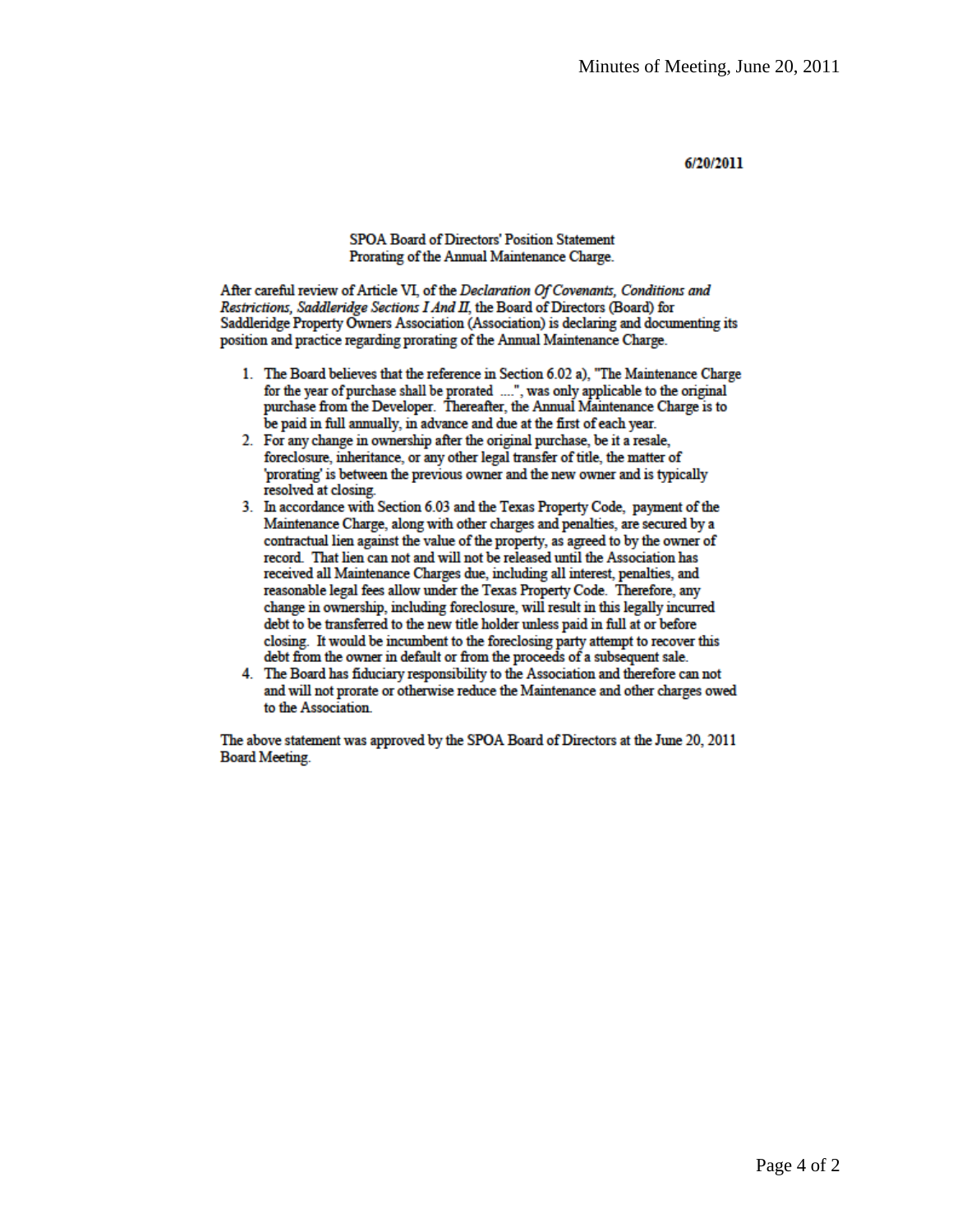6/20/2011

SPOA Board of Directors' Position Statement
Prorating of the Annual Maintenance Charge.

After careful review of Article VI, of the *Declaration Of Covenants, Conditions and Restrictions, Saddleridge Sections I And II*, the Board of Directors (Board) for Saddleridge Property Owners Association (Association) is declaring and documenting its position and practice regarding prorating of the Annual Maintenance Charge.

1. The Board believes that the reference in Section 6.02 a), "The Maintenance Charge for the year of purchase shall be prorated ....", was only applicable to the original purchase from the Developer. Thereafter, the Annual Maintenance Charge is to be paid in full annually, in advance and due at the first of each year.
2. For any change in ownership after the original purchase, be it a resale, foreclosure, inheritance, or any other legal transfer of title, the matter of 'prorating' is between the previous owner and the new owner and is typically resolved at closing.
3. In accordance with Section 6.03 and the Texas Property Code, payment of the Maintenance Charge, along with other charges and penalties, are secured by a contractual lien against the value of the property, as agreed to by the owner of record. That lien can not and will not be released until the Association has received all Maintenance Charges due, including all interest, penalties, and reasonable legal fees allow under the Texas Property Code. Therefore, any change in ownership, including foreclosure, will result in this legally incurred debt to be transferred to the new title holder unless paid in full at or before closing. It would be incumbent to the foreclosing party attempt to recover this debt from the owner in default or from the proceeds of a subsequent sale.
4. The Board has fiduciary responsibility to the Association and therefore can not and will not prorate or otherwise reduce the Maintenance and other charges owed to the Association.

The above statement was approved by the SPOA Board of Directors at the June 20, 2011 Board Meeting.